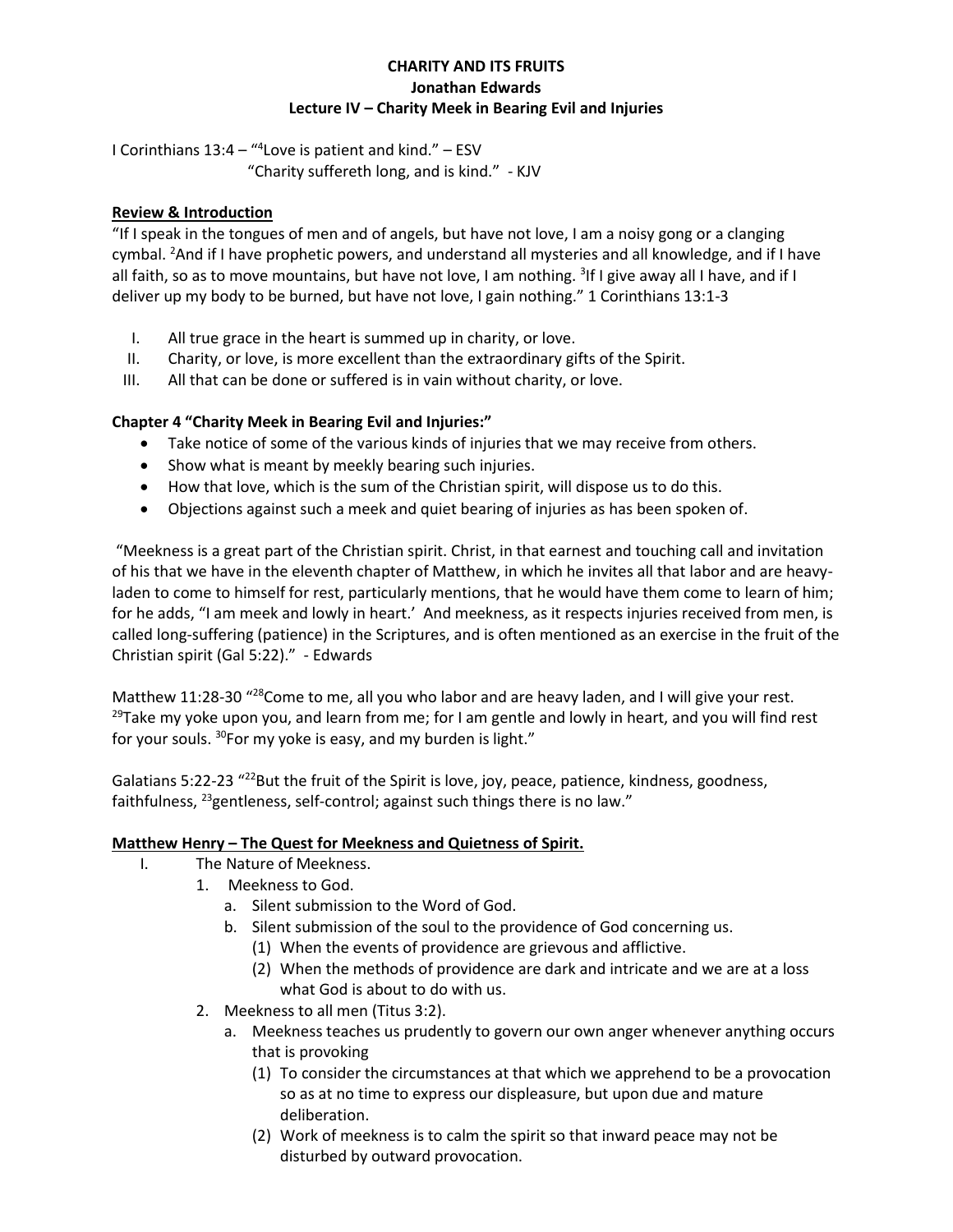**CHARITY AND ITS FRUITS**
**Jonathan Edwards**
**Lecture IV – Charity Meek in Bearing Evil and Injuries**

I Corinthians 13:4 – "[4]Love is patient and kind." – ESV
"Charity suffereth long, and is kind." - KJV

**Review & Introduction**

"If I speak in the tongues of men and of angels, but have not love, I am a noisy gong or a clanging cymbal. [2]And if I have prophetic powers, and understand all mysteries and all knowledge, and if I have all faith, so as to move mountains, but have not love, I am nothing. [3]If I give away all I have, and if I deliver up my body to be burned, but have not love, I gain nothing." 1 Corinthians 13:1-3

I. All true grace in the heart is summed up in charity, or love.
II. Charity, or love, is more excellent than the extraordinary gifts of the Spirit.
III. All that can be done or suffered is in vain without charity, or love.

**Chapter 4 "Charity Meek in Bearing Evil and Injuries:"**

- Take notice of some of the various kinds of injuries that we may receive from others.
- Show what is meant by meekly bearing such injuries.
- How that love, which is the sum of the Christian spirit, will dispose us to do this.
- Objections against such a meek and quiet bearing of injuries as has been spoken of.

"Meekness is a great part of the Christian spirit. Christ, in that earnest and touching call and invitation of his that we have in the eleventh chapter of Matthew, in which he invites all that labor and are heavy-laden to come to himself for rest, particularly mentions, that he would have them come to learn of him; for he adds, "I am meek and lowly in heart.' And meekness, as it respects injuries received from men, is called long-suffering (patience) in the Scriptures, and is often mentioned as an exercise in the fruit of the Christian spirit (Gal 5:22)." - Edwards

Matthew 11:28-30 "[28]Come to me, all you who labor and are heavy laden, and I will give your rest. [29]Take my yoke upon you, and learn from me; for I am gentle and lowly in heart, and you will find rest for your souls. [30]For my yoke is easy, and my burden is light."

Galatians 5:22-23 "[22]But the fruit of the Spirit is love, joy, peace, patience, kindness, goodness, faithfulness, [23]gentleness, self-control; against such things there is no law."

**Matthew Henry – The Quest for Meekness and Quietness of Spirit.**

I. The Nature of Meekness.
   1. Meekness to God.
      a. Silent submission to the Word of God.
      b. Silent submission of the soul to the providence of God concerning us.
         (1) When the events of providence are grievous and afflictive.
         (2) When the methods of providence are dark and intricate and we are at a loss what God is about to do with us.
   2. Meekness to all men (Titus 3:2).
      a. Meekness teaches us prudently to govern our own anger whenever anything occurs that is provoking
         (1) To consider the circumstances at that which we apprehend to be a provocation so as at no time to express our displeasure, but upon due and mature deliberation.
         (2) Work of meekness is to calm the spirit so that inward peace may not be disturbed by outward provocation.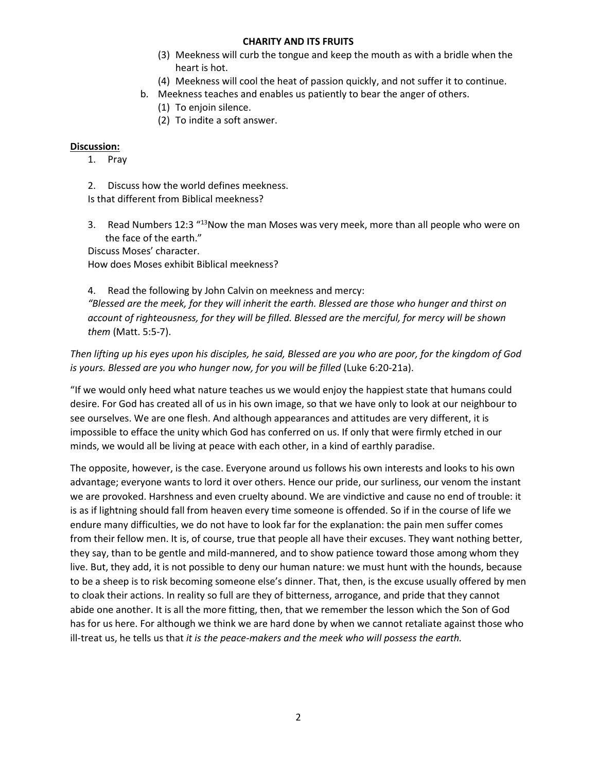(3) Meekness will curb the tongue and keep the mouth as with a bridle when the heart is hot.
(4) Meekness will cool the heat of passion quickly, and not suffer it to continue.

b. Meekness teaches and enables us patiently to bear the anger of others.
   (1) To enjoin silence.
   (2) To indite a soft answer.

**Discussion:**

1. Pray

2. Discuss how the world defines meekness.
Is that different from Biblical meekness?

3. Read Numbers 12:3 "[13]Now the man Moses was very meek, more than all people who were on the face of the earth."
Discuss Moses' character.
How does Moses exhibit Biblical meekness?

4. Read the following by John Calvin on meekness and mercy:
*"Blessed are the meek, for they will inherit the earth. Blessed are those who hunger and thirst on account of righteousness, for they will be filled. Blessed are the merciful, for mercy will be shown them* (Matt. 5:5-7).

*Then lifting up his eyes upon his disciples, he said, Blessed are you who are poor, for the kingdom of God is yours. Blessed are you who hunger now, for you will be filled* (Luke 6:20-21a).

"If we would only heed what nature teaches us we would enjoy the happiest state that humans could desire. For God has created all of us in his own image, so that we have only to look at our neighbour to see ourselves. We are one flesh. And although appearances and attitudes are very different, it is impossible to efface the unity which God has conferred on us. If only that were firmly etched in our minds, we would all be living at peace with each other, in a kind of earthly paradise.

The opposite, however, is the case. Everyone around us follows his own interests and looks to his own advantage; everyone wants to lord it over others. Hence our pride, our surliness, our venom the instant we are provoked. Harshness and even cruelty abound. We are vindictive and cause no end of trouble: it is as if lightning should fall from heaven every time someone is offended. So if in the course of life we endure many difficulties, we do not have to look far for the explanation: the pain men suffer comes from their fellow men. It is, of course, true that people all have their excuses. They want nothing better, they say, than to be gentle and mild-mannered, and to show patience toward those among whom they live. But, they add, it is not possible to deny our human nature: we must hunt with the hounds, because to be a sheep is to risk becoming someone else's dinner. That, then, is the excuse usually offered by men to cloak their actions. In reality so full are they of bitterness, arrogance, and pride that they cannot abide one another. It is all the more fitting, then, that we remember the lesson which the Son of God has for us here. For although we think we are hard done by when we cannot retaliate against those who ill-treat us, he tells us that *it is the peace-makers and the meek who will possess the earth.*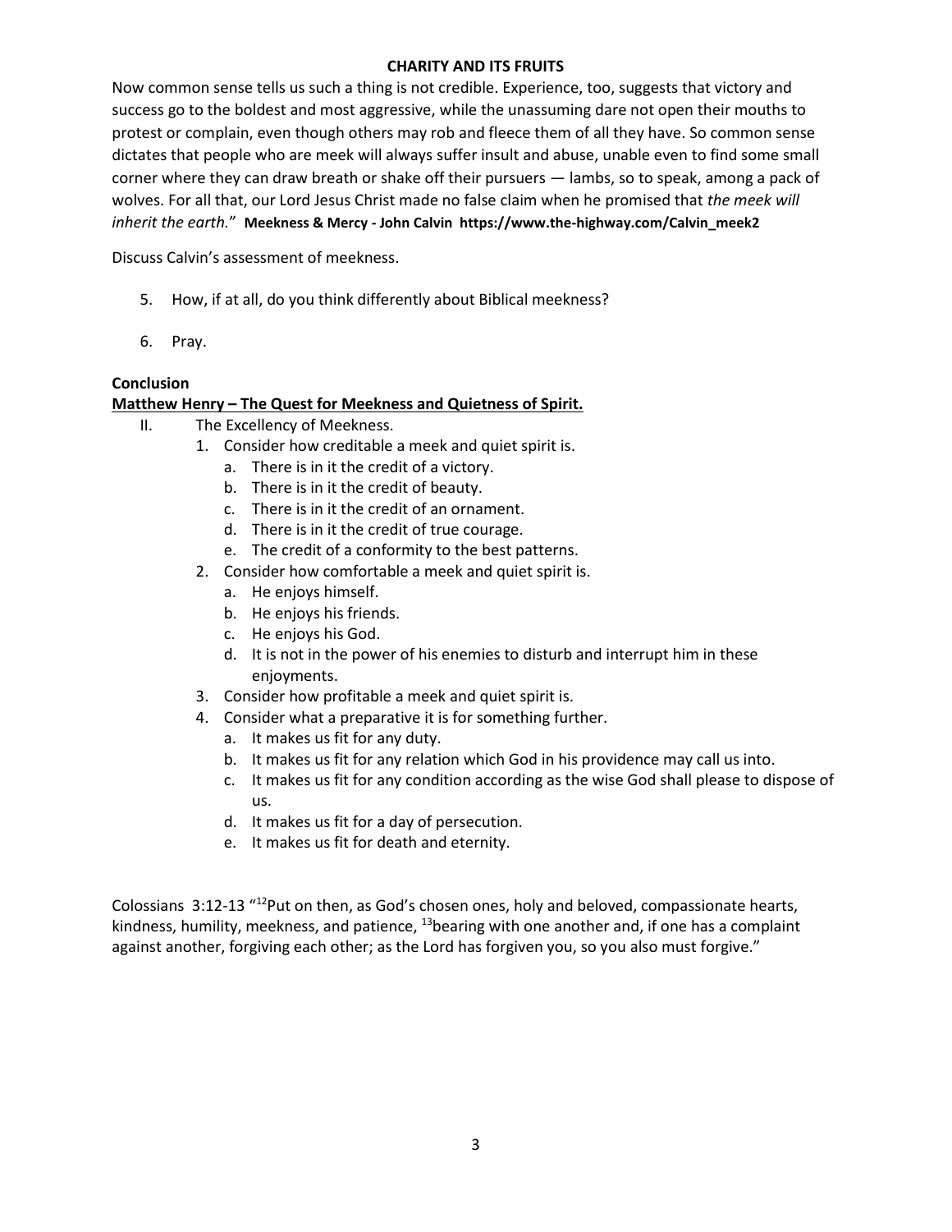Now common sense tells us such a thing is not credible. Experience, too, suggests that victory and success go to the boldest and most aggressive, while the unassuming dare not open their mouths to protest or complain, even though others may rob and fleece them of all they have. So common sense dictates that people who are meek will always suffer insult and abuse, unable even to find some small corner where they can draw breath or shake off their pursuers — lambs, so to speak, among a pack of wolves. For all that, our Lord Jesus Christ made no false claim when he promised that *the meek will inherit the earth.*" **Meekness & Mercy - John Calvin https://www.the-highway.com/Calvin_meek2**

Discuss Calvin's assessment of meekness.

5. How, if at all, do you think differently about Biblical meekness?

6. Pray.

**Conclusion**

**Matthew Henry – The Quest for Meekness and Quietness of Spirit.**

II. The Excellency of Meekness.
   1. Consider how creditable a meek and quiet spirit is.
      a. There is in it the credit of a victory.
      b. There is in it the credit of beauty.
      c. There is in it the credit of an ornament.
      d. There is in it the credit of true courage.
      e. The credit of a conformity to the best patterns.
   2. Consider how comfortable a meek and quiet spirit is.
      a. He enjoys himself.
      b. He enjoys his friends.
      c. He enjoys his God.
      d. It is not in the power of his enemies to disturb and interrupt him in these enjoyments.
   3. Consider how profitable a meek and quiet spirit is.
   4. Consider what a preparative it is for something further.
      a. It makes us fit for any duty.
      b. It makes us fit for any relation which God in his providence may call us into.
      c. It makes us fit for any condition according as the wise God shall please to dispose of us.
      d. It makes us fit for a day of persecution.
      e. It makes us fit for death and eternity.

Colossians 3:12-13 "[12]Put on then, as God's chosen ones, holy and beloved, compassionate hearts, kindness, humility, meekness, and patience, [13]bearing with one another and, if one has a complaint against another, forgiving each other; as the Lord has forgiven you, so you also must forgive."